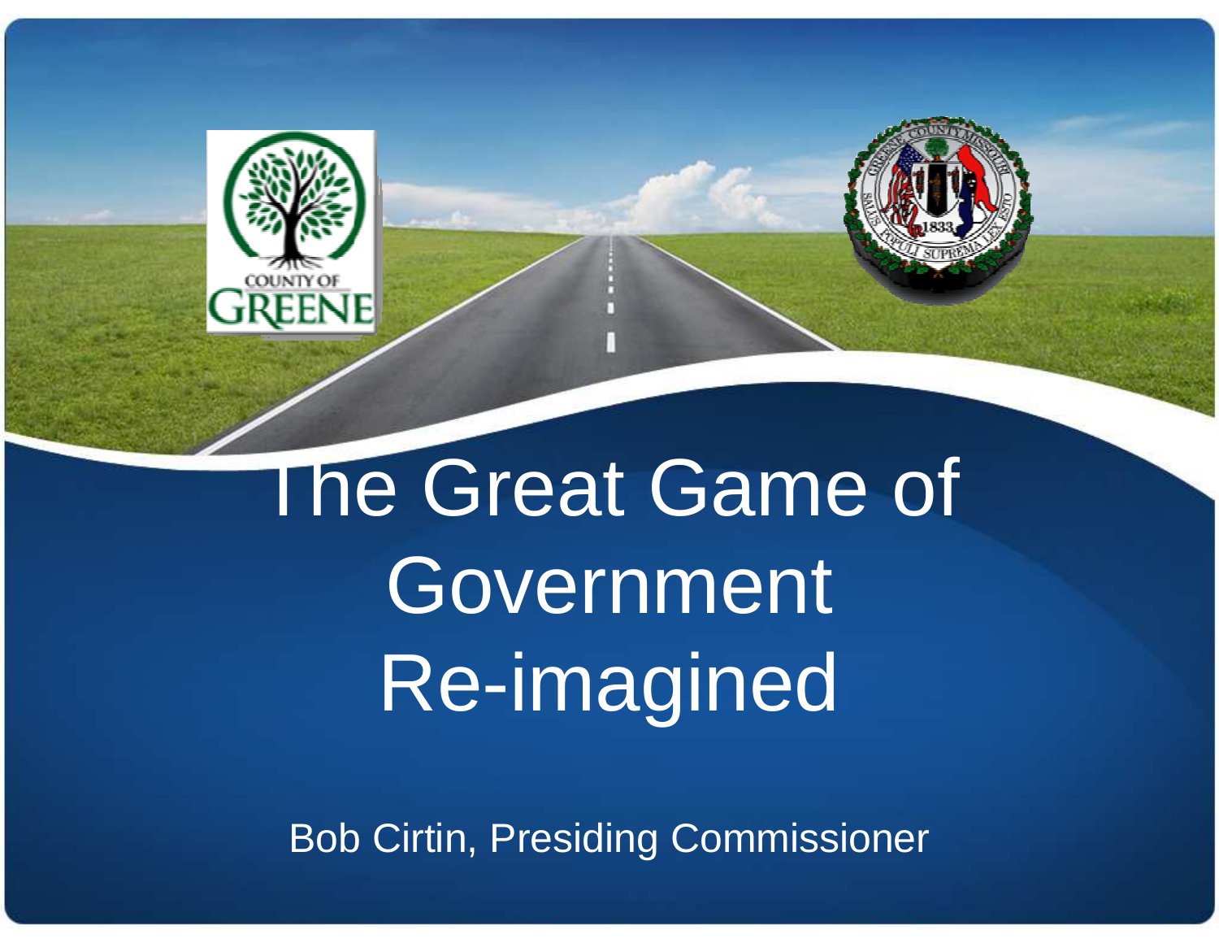# The Great Game of Government Re-imagined

Bob Cirtin, Presiding Commissioner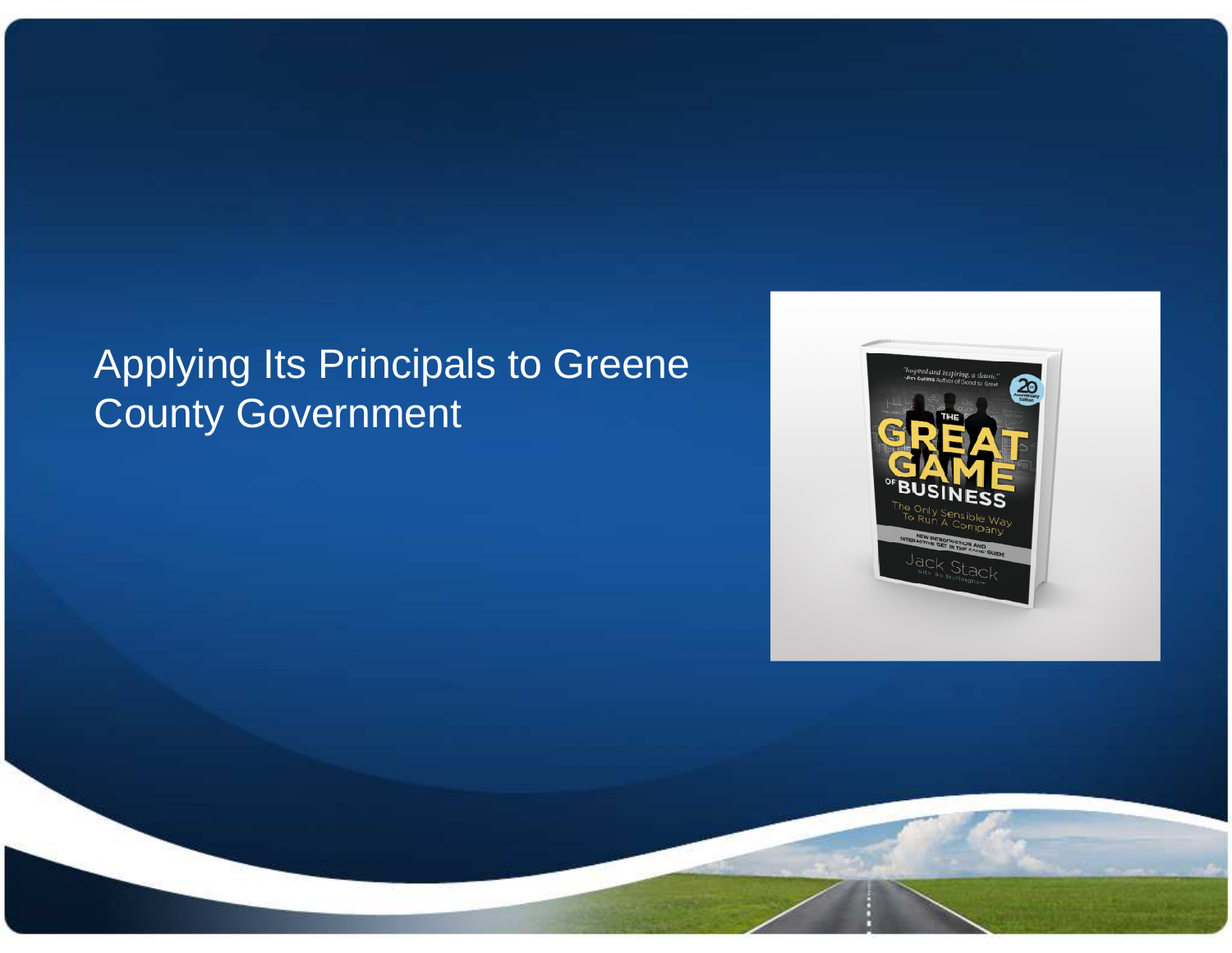Applying Its Principals to Greene County Government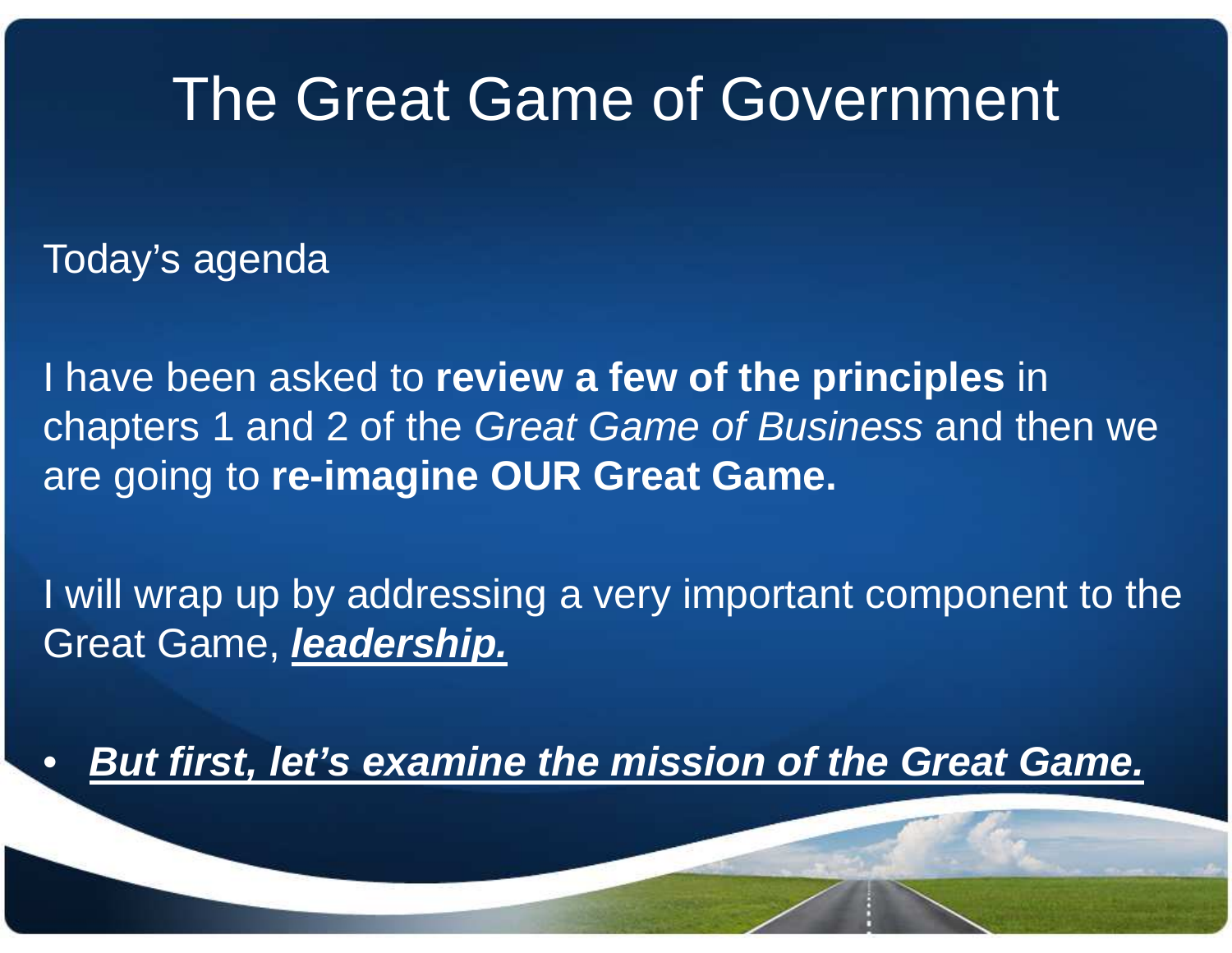# The Great Game of Government

Today's agenda

I have been asked to **review a few of the principles** in chapters 1 and 2 of the *Great Game of Business* and then we are going to **re-imagine OUR Great Game.**

I will wrap up by addressing a very important component to the Great Game, ***leadership.***

- ***But first, let's examine the mission of the Great Game.***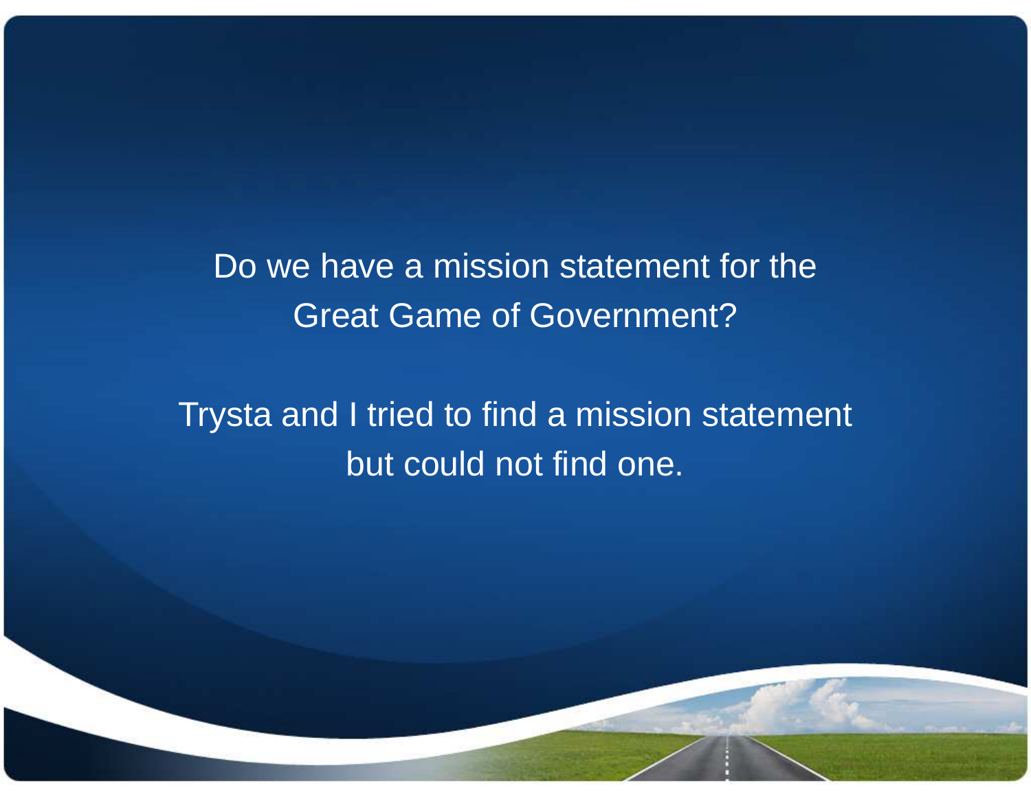Do we have a mission statement for the Great Game of Government?

Trysta and I tried to find a mission statement but could not find one.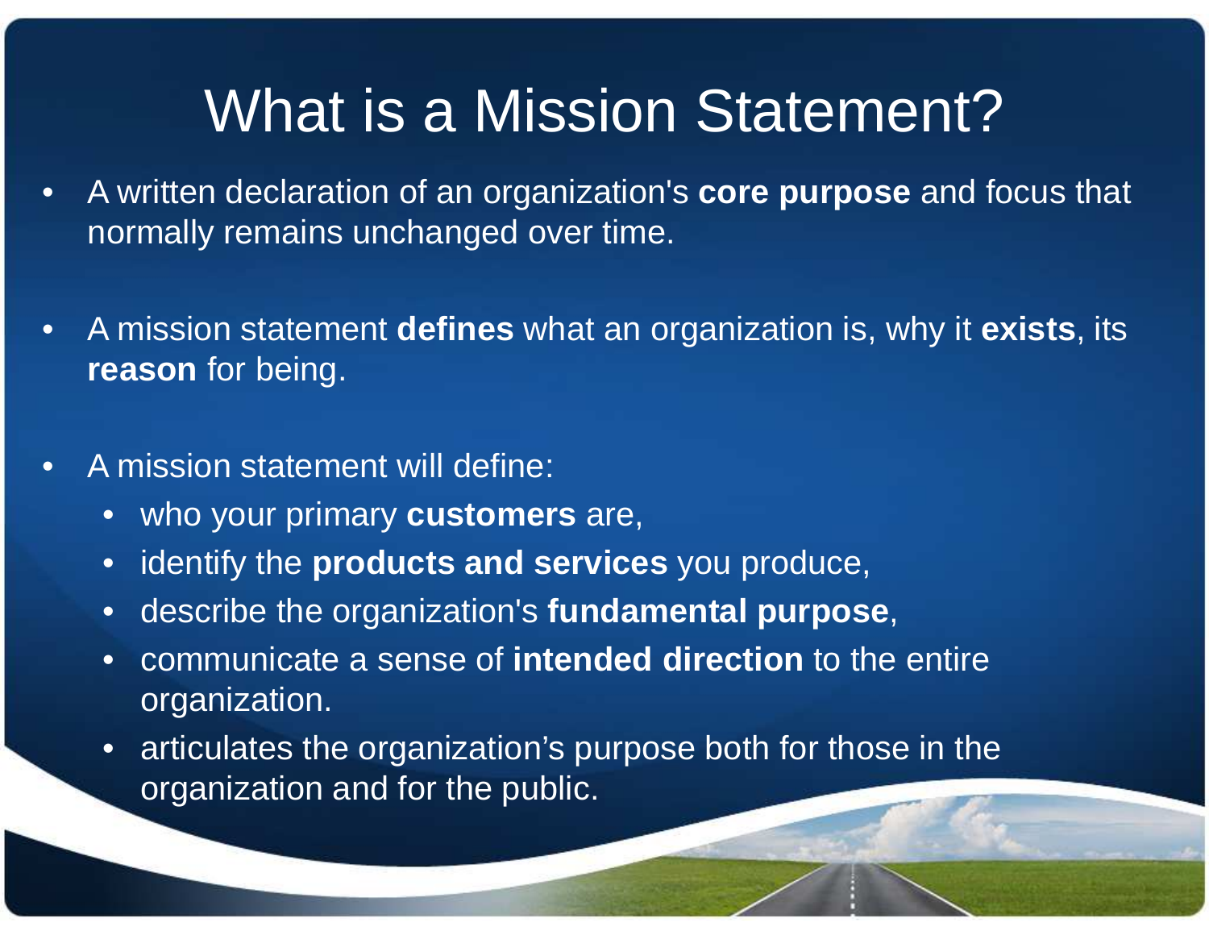# What is a Mission Statement?

- A written declaration of an organization's **core purpose** and focus that normally remains unchanged over time.

- A mission statement **defines** what an organization is, why it **exists**, its **reason** for being.

- A mission statement will define:
  - who your primary **customers** are,
  - identify the **products and services** you produce,
  - describe the organization's **fundamental purpose**,
  - communicate a sense of **intended direction** to the entire organization.
  - articulates the organization’s purpose both for those in the organization and for the public.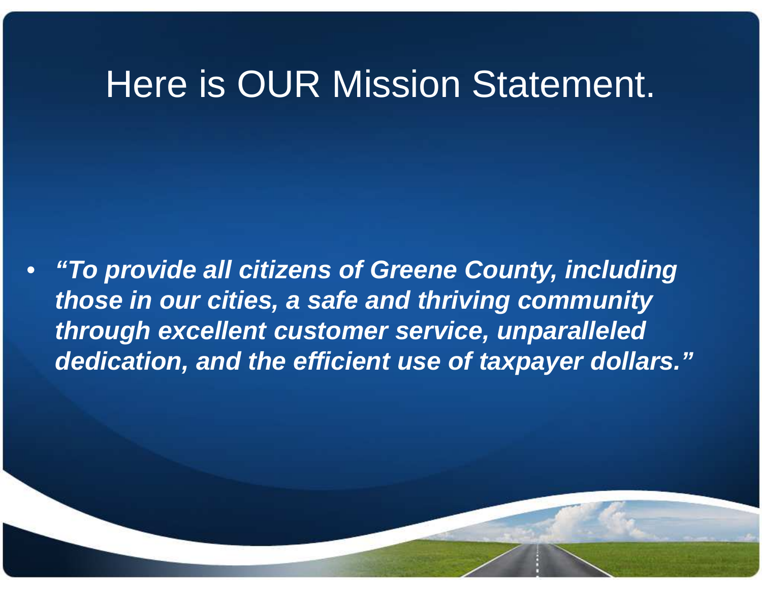# Here is OUR Mission Statement.

- ***"To provide all citizens of Greene County, including those in our cities, a safe and thriving community through excellent customer service, unparalleled dedication, and the efficient use of taxpayer dollars."***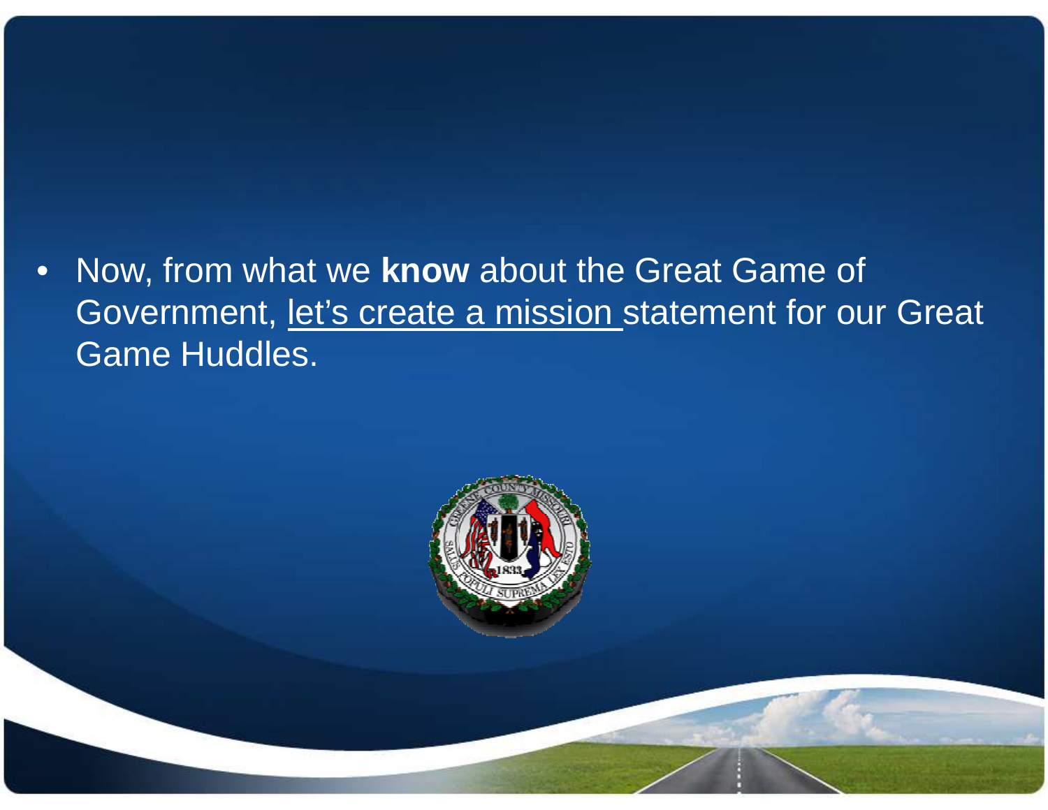- Now, from what we **know** about the Great Game of Government, let's create a mission statement for our Great Game Huddles.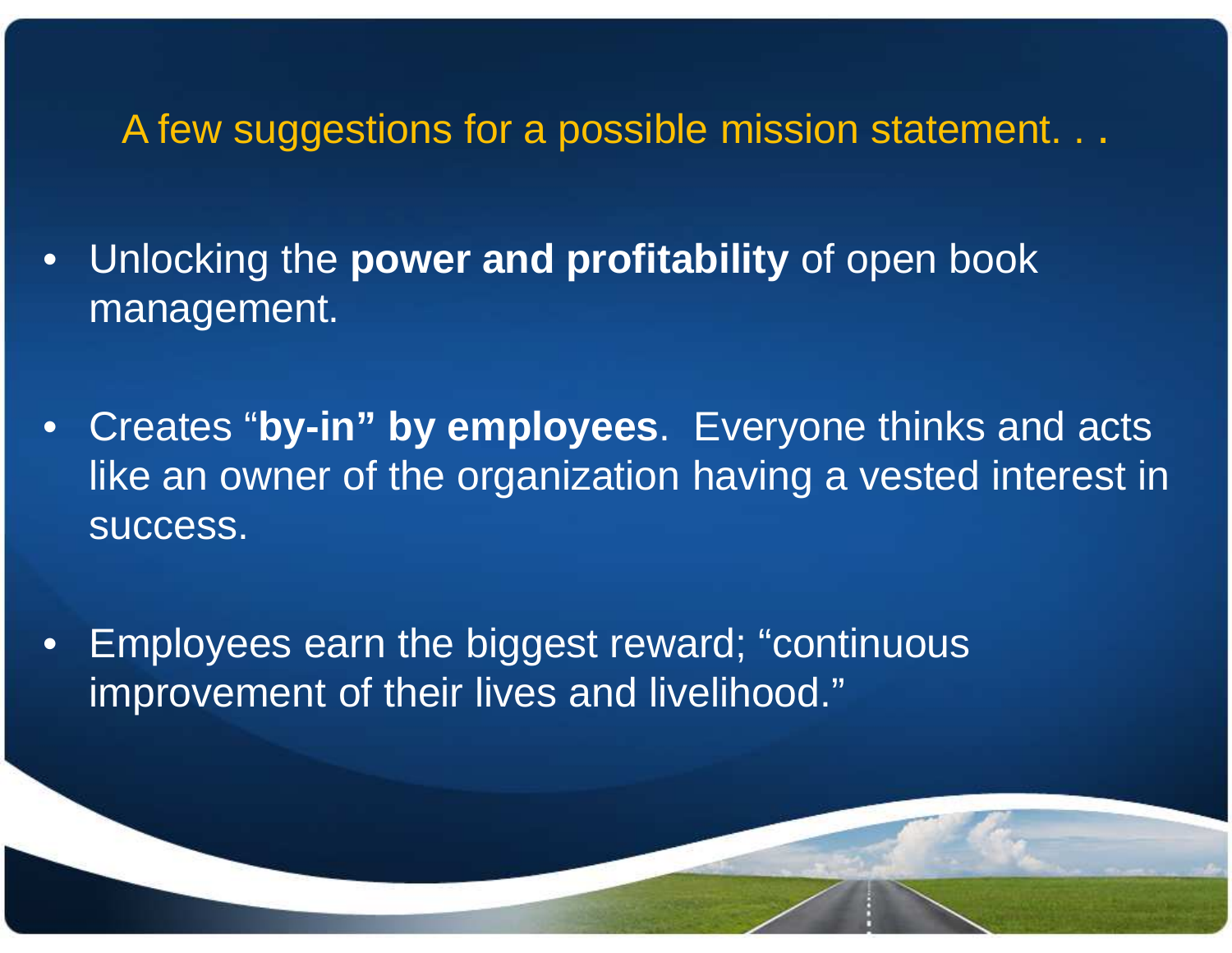## A few suggestions for a possible mission statement. . .

- Unlocking the **power and profitability** of open book management.
- Creates “**by-in” by employees**. Everyone thinks and acts like an owner of the organization having a vested interest in success.
- Employees earn the biggest reward; “continuous improvement of their lives and livelihood.”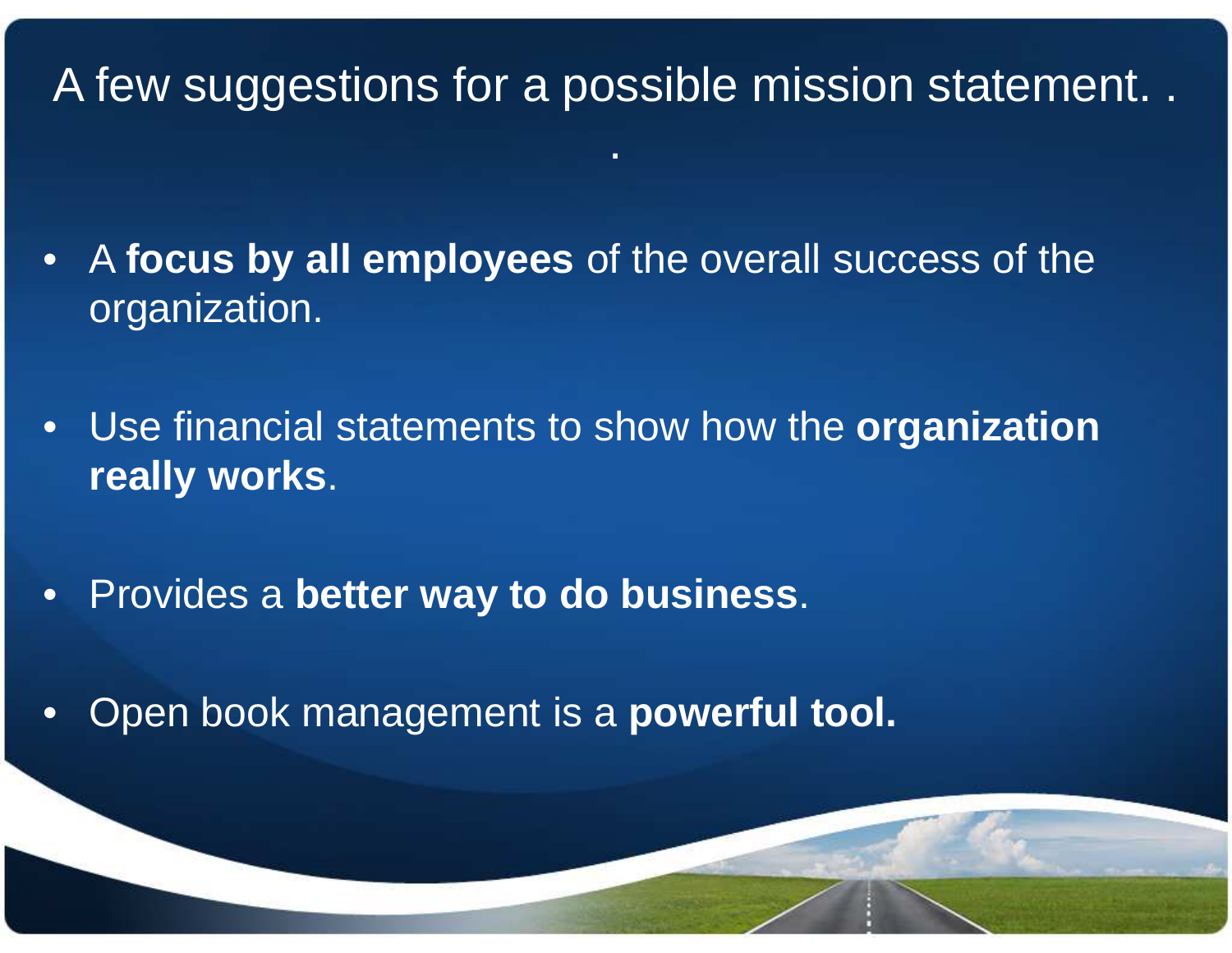# A few suggestions for a possible mission statement. . .

- A **focus by all employees** of the overall success of the organization.
- Use financial statements to show how the **organization really works**.
- Provides a **better way to do business**.
- Open book management is a **powerful tool.**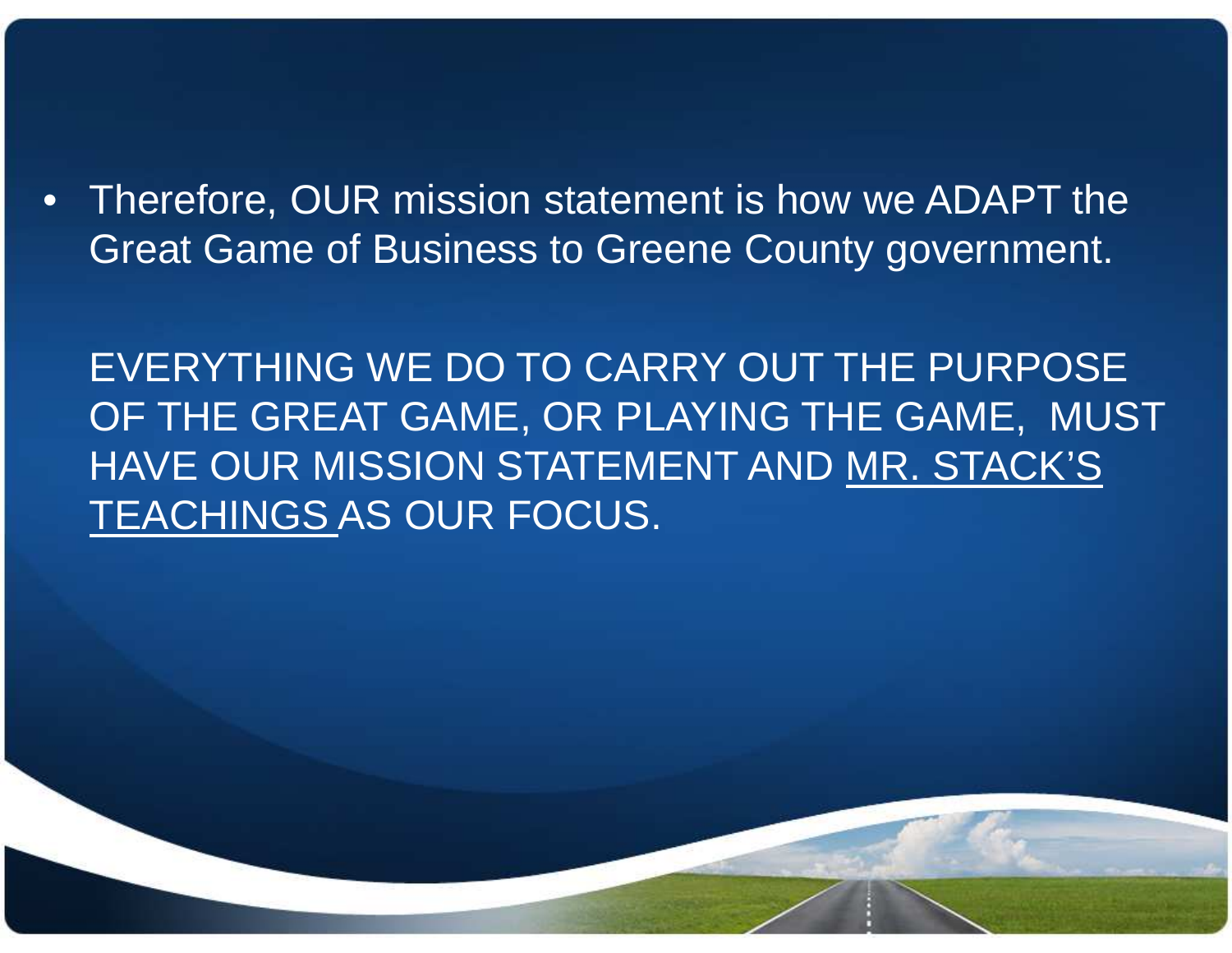- Therefore, OUR mission statement is how we ADAPT the Great Game of Business to Greene County government.

  EVERYTHING WE DO TO CARRY OUT THE PURPOSE OF THE GREAT GAME, OR PLAYING THE GAME, MUST HAVE OUR MISSION STATEMENT AND <u>MR. STACK'S TEACHINGS</u> AS OUR FOCUS.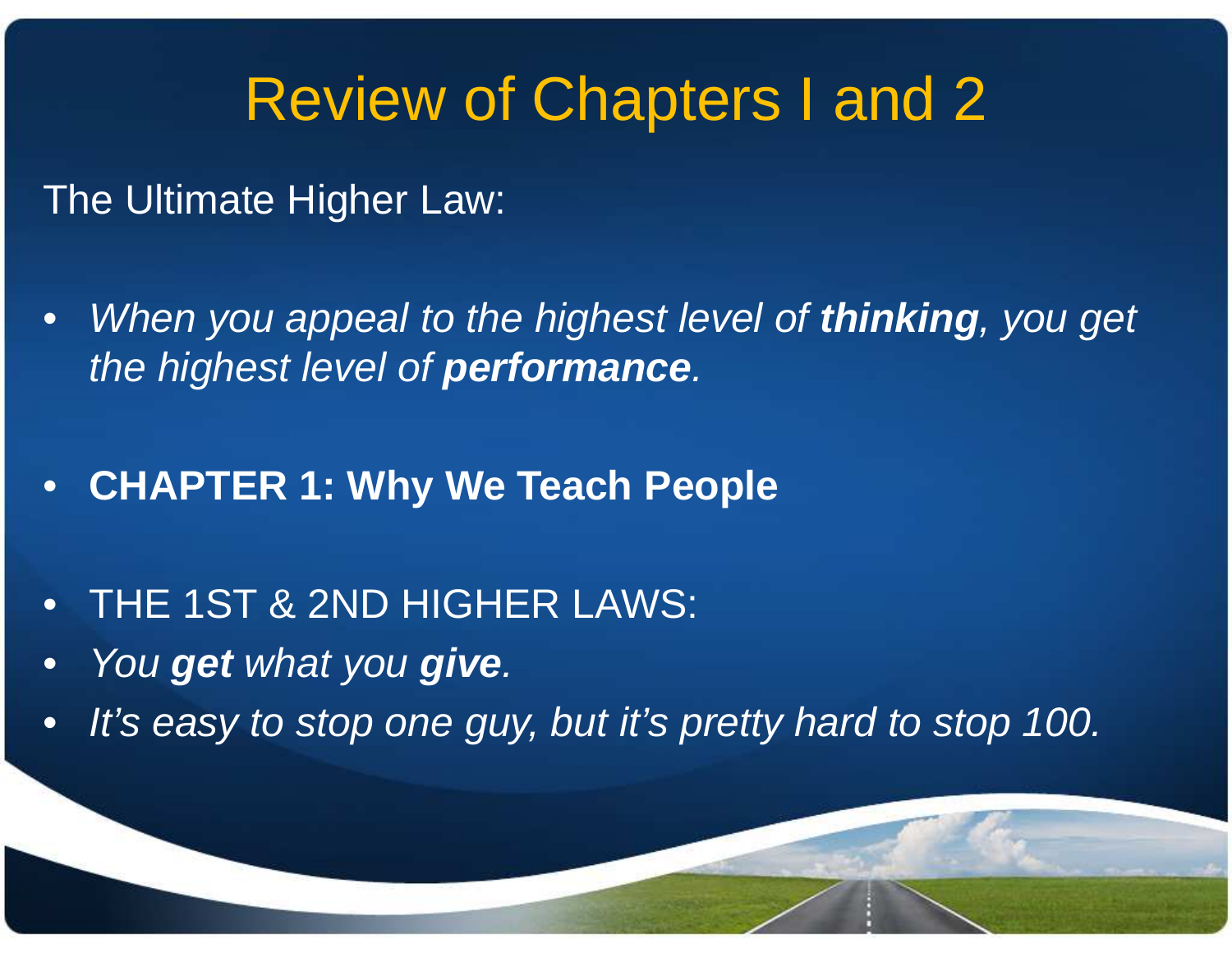# Review of Chapters I and 2

The Ultimate Higher Law:

- *When you appeal to the highest level of **thinking**, you get the highest level of **performance**.*
- **CHAPTER 1: Why We Teach People**
- THE 1ST & 2ND HIGHER LAWS:
- *You **get** what you **give**.*
- *It's easy to stop one guy, but it's pretty hard to stop 100.*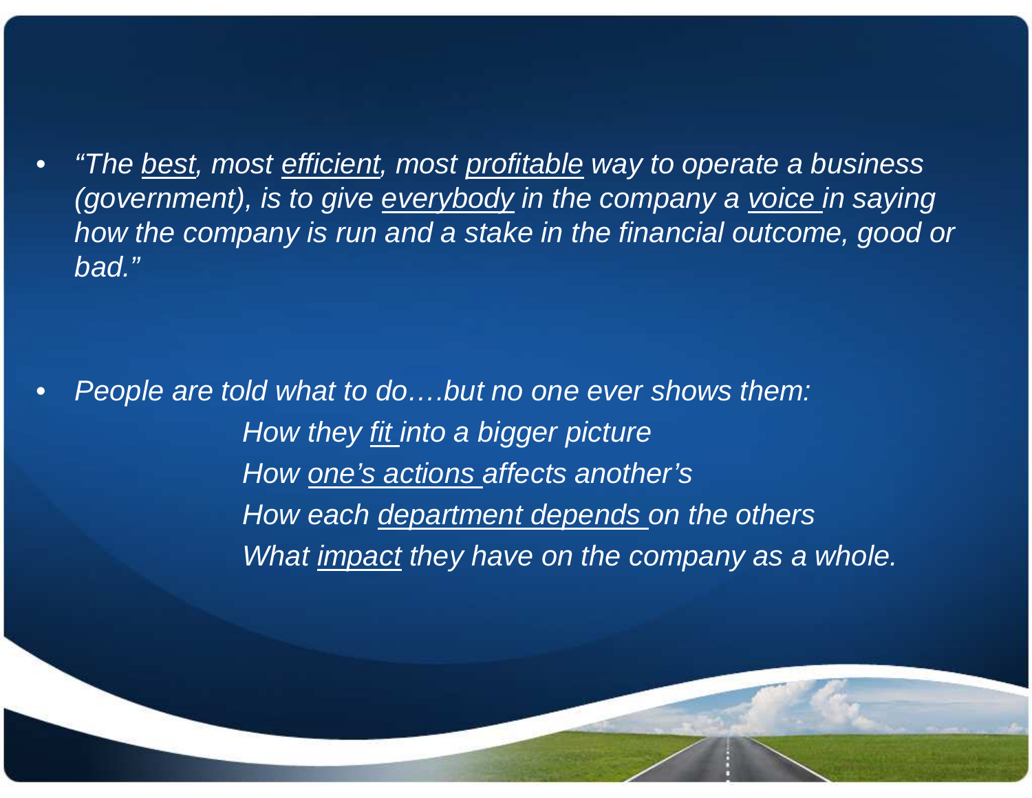- *"The <u>best</u>, most <u>efficient</u>, most <u>profitable</u> way to operate a business (government), is to give <u>everybody</u> in the company a <u>voice</u> in saying how the company is run and a stake in the financial outcome, good or bad."*

- *People are told what to do….but no one ever shows them:*

  *How they <u>fit</u> into a bigger picture*

  *How <u>one's actions</u> affects another's*

  *How each <u>department depends</u> on the others*

  *What <u>impact</u> they have on the company as a whole.*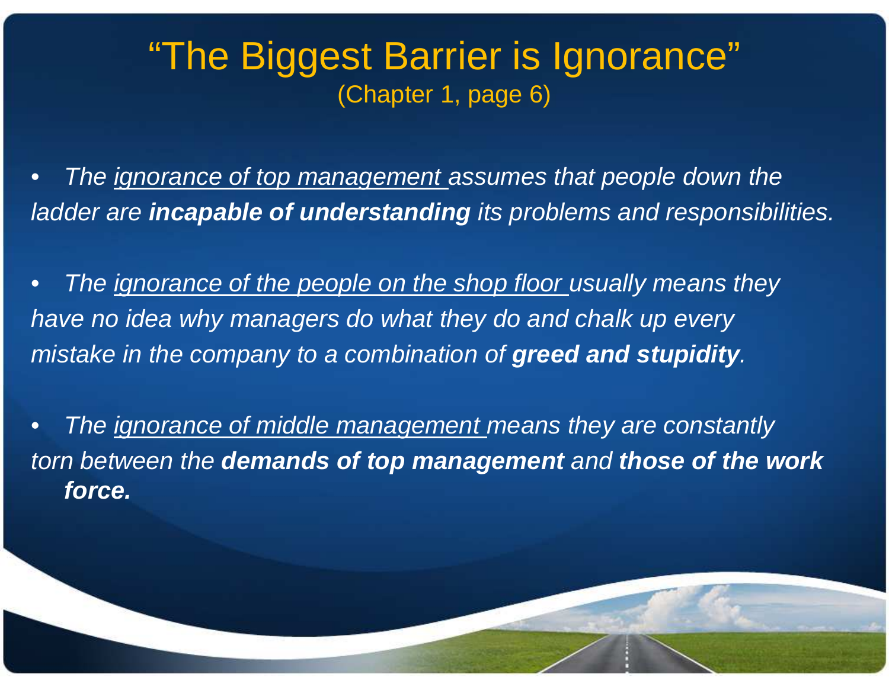# "The Biggest Barrier is Ignorance"

(Chapter 1, page 6)

- *The <u>ignorance of top management</u> assumes that people down the ladder are **incapable of understanding** its problems and responsibilities.*

- *The <u>ignorance of the people on the shop floor</u> usually means they have no idea why managers do what they do and chalk up every mistake in the company to a combination of **greed and stupidity**.*

- *The <u>ignorance of middle management</u> means they are constantly torn between the **demands of top management** and **those of the work force.***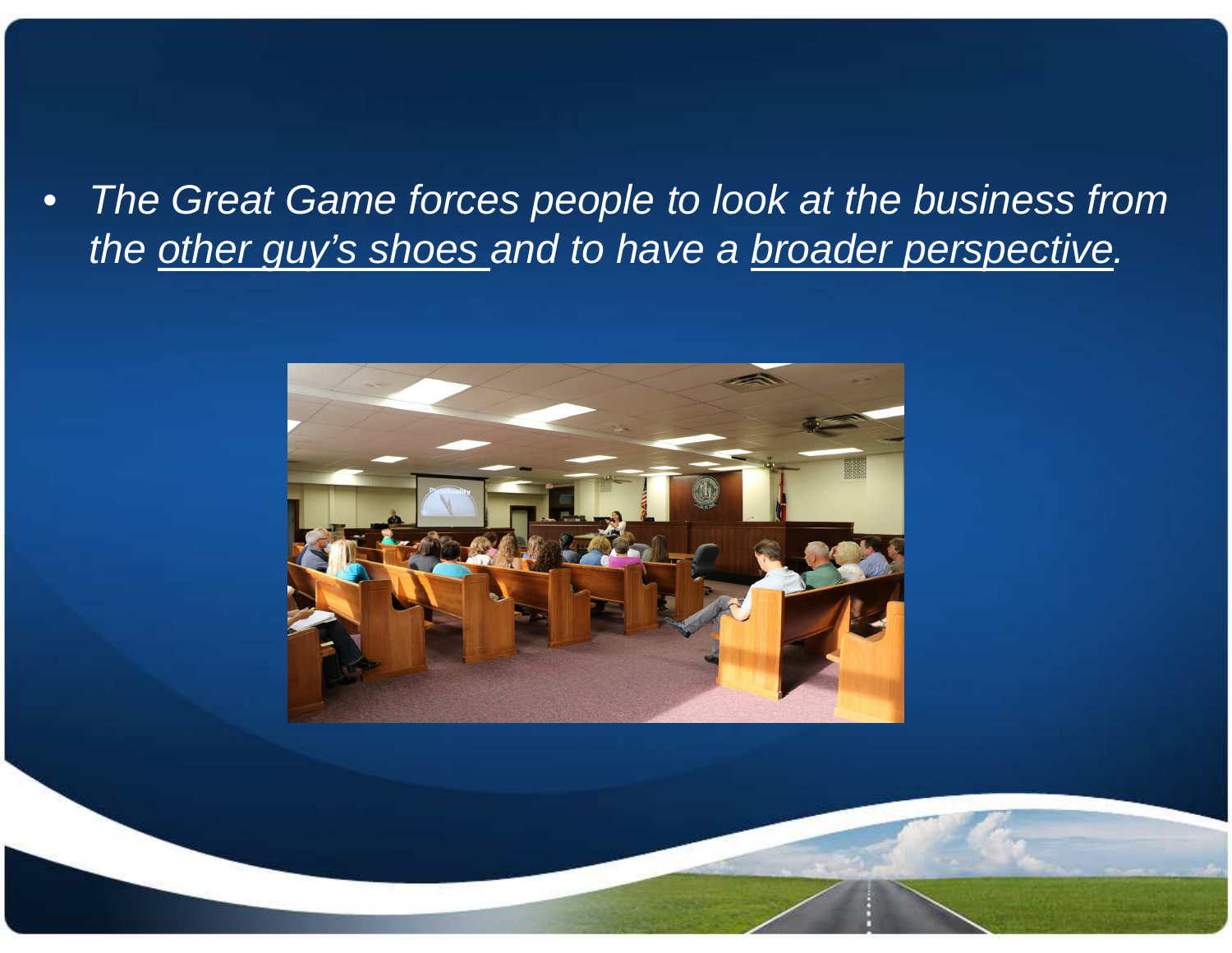- *The Great Game forces people to look at the business from the <u>other guy's shoes</u> and to have a <u>broader perspective</u>.*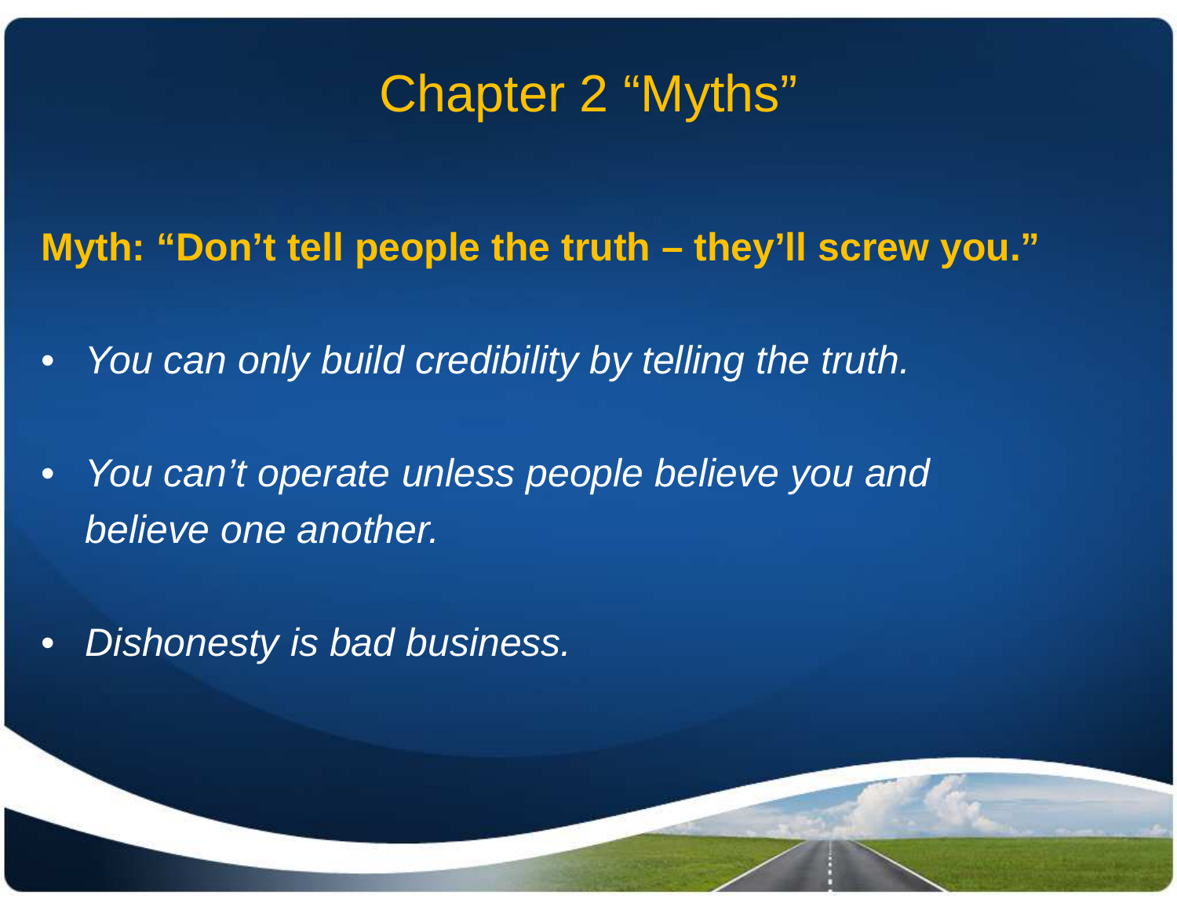# Chapter 2 "Myths"

**Myth: "Don't tell people the truth – they'll screw you."**

- *You can only build credibility by telling the truth.*
- *You can't operate unless people believe you and believe one another.*
- *Dishonesty is bad business.*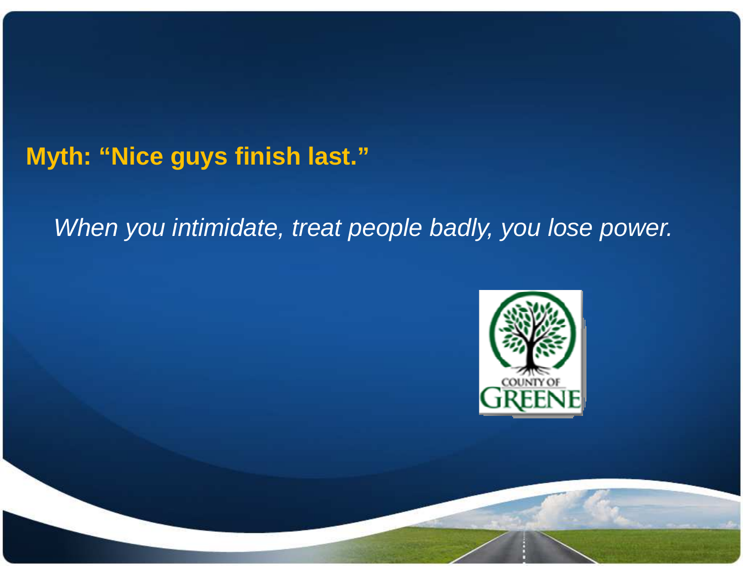**Myth: "Nice guys finish last."**

*When you intimidate, treat people badly, you lose power.*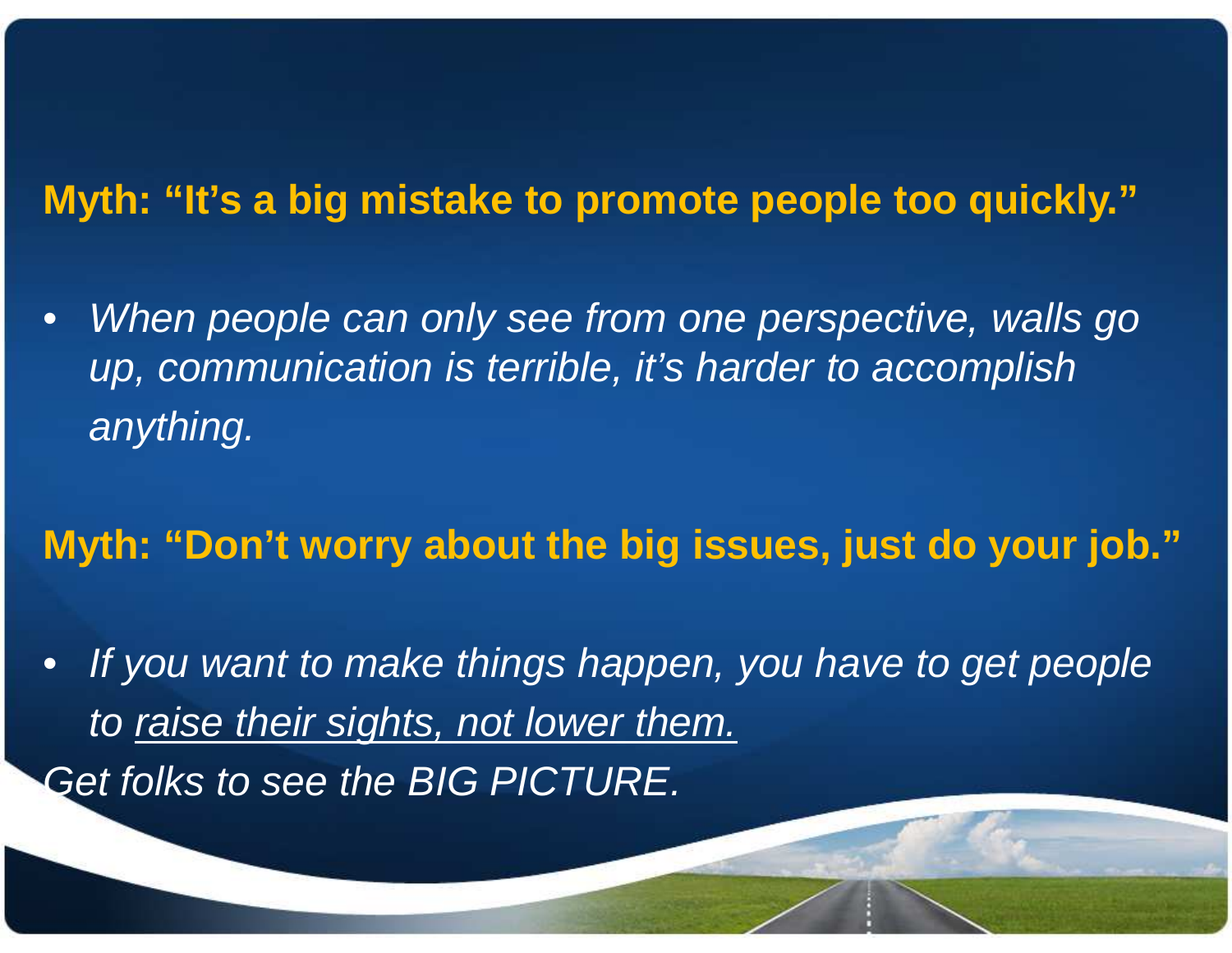**Myth: "It's a big mistake to promote people too quickly."**

- *When people can only see from one perspective, walls go up, communication is terrible, it's harder to accomplish anything.*

**Myth: "Don't worry about the big issues, just do your job."**

- *If you want to make things happen, you have to get people to <u>raise their sights, not lower them.</u>*

*Get folks to see the BIG PICTURE.*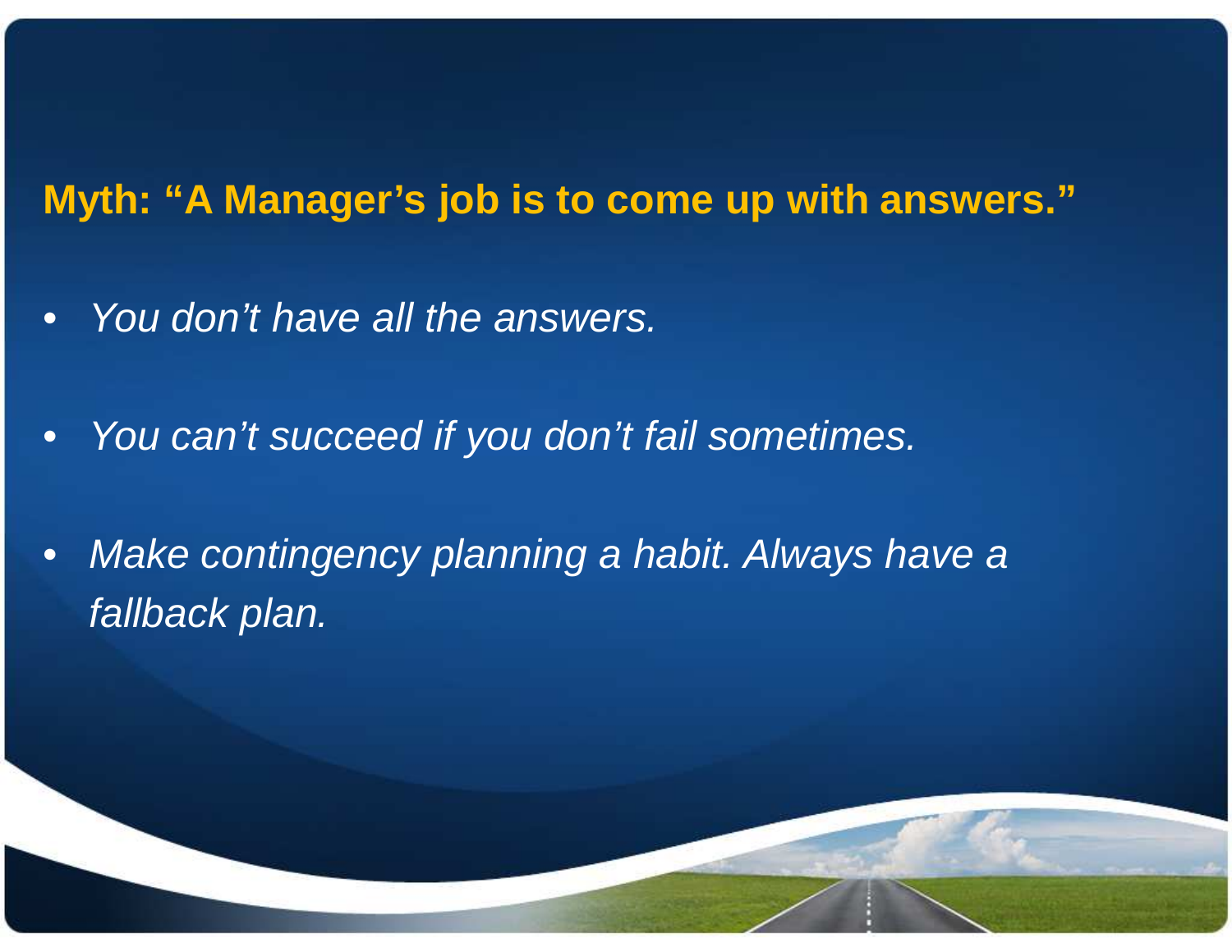## Myth: "A Manager's job is to come up with answers."

- *You don't have all the answers.*
- *You can't succeed if you don't fail sometimes.*
- *Make contingency planning a habit. Always have a fallback plan.*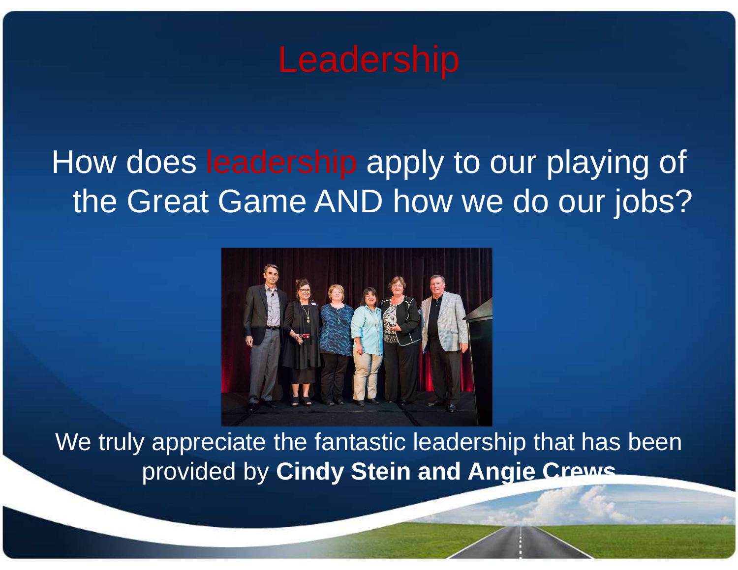# Leadership

How does leadership apply to our playing of the Great Game AND how we do our jobs?

We truly appreciate the fantastic leadership that has been provided by **Cindy Stein and Angie Crews**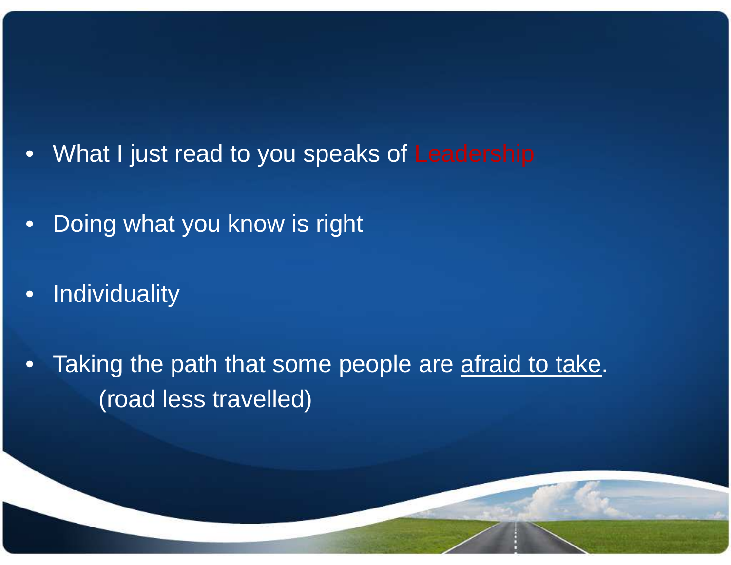- What I just read to you speaks of Leadership
- Doing what you know is right
- Individuality
- Taking the path that some people are afraid to take.
  (road less travelled)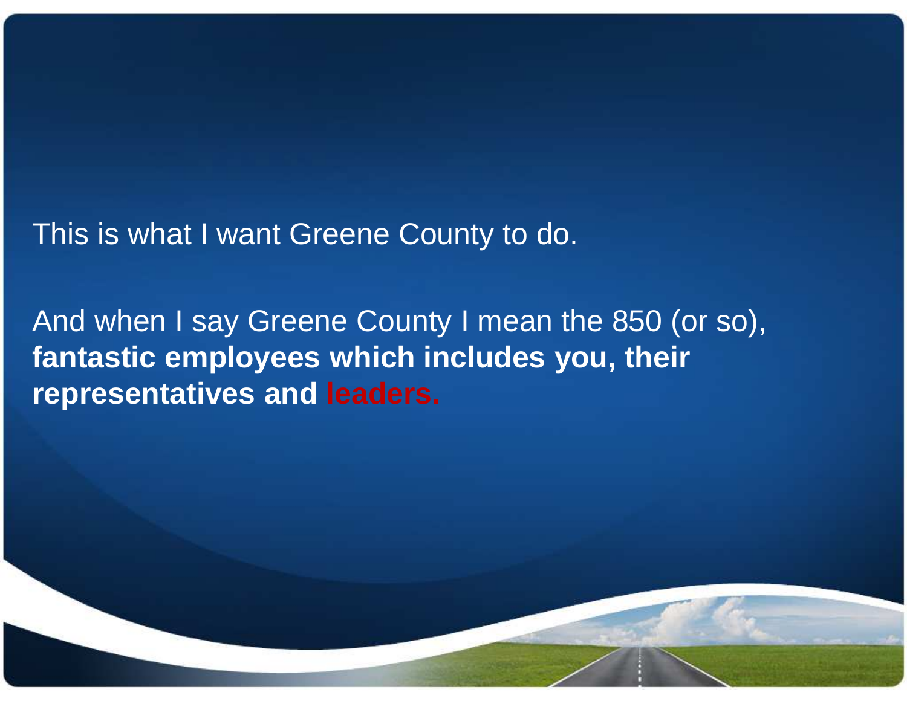This is what I want Greene County to do.

And when I say Greene County I mean the 850 (or so), **fantastic employees which includes you, their representatives and leaders.**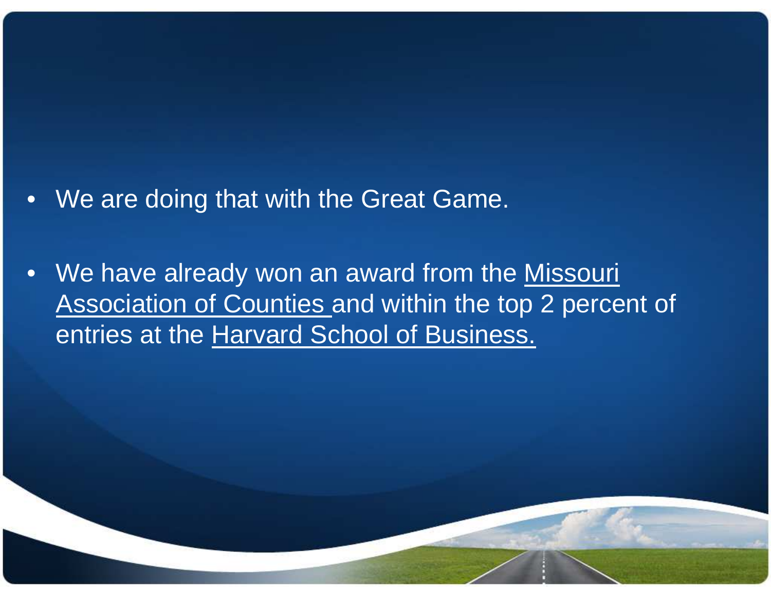- We are doing that with the Great Game.

- We have already won an award from the Missouri Association of Counties and within the top 2 percent of entries at the Harvard School of Business.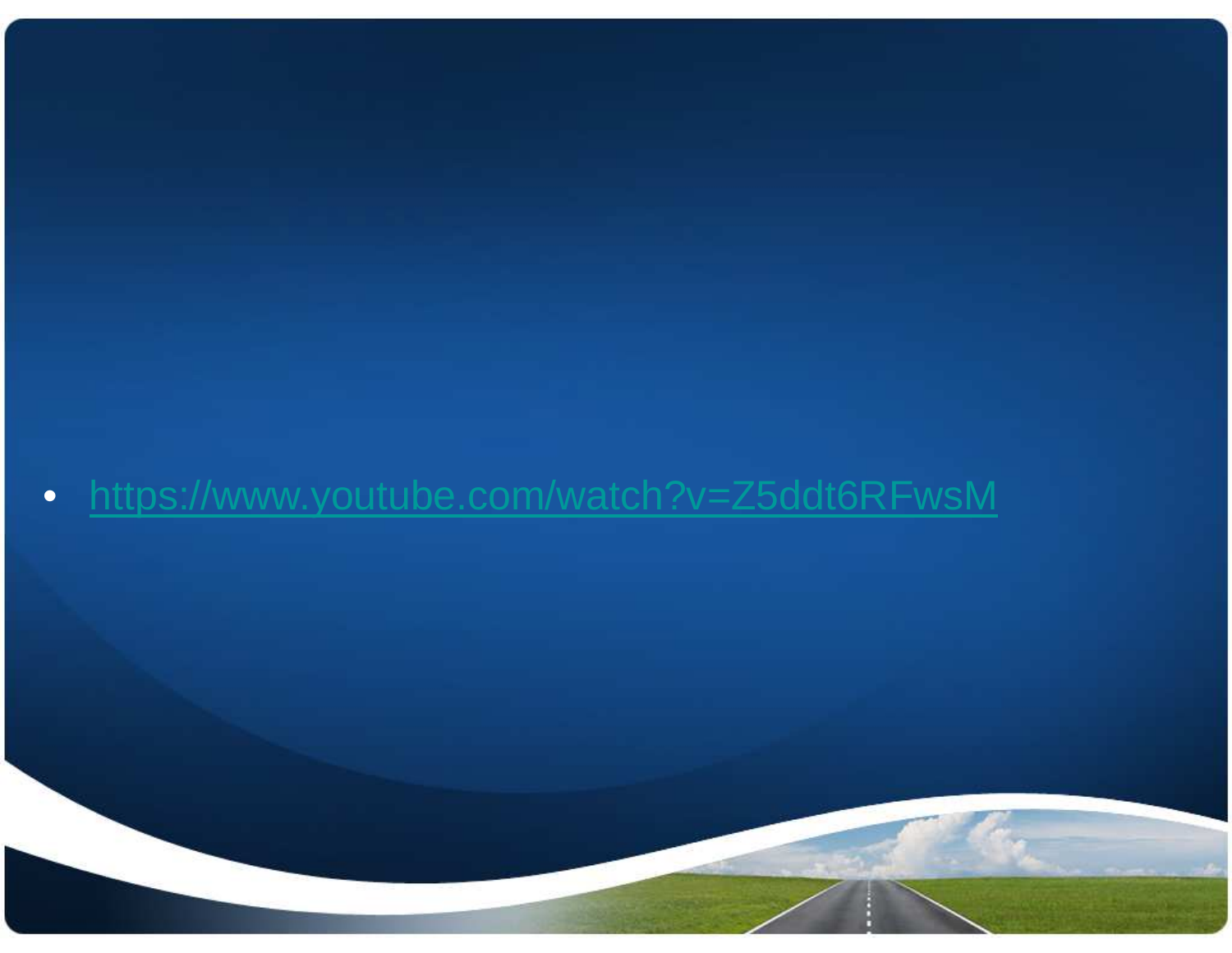- https://www.youtube.com/watch?v=Z5ddt6RFwsM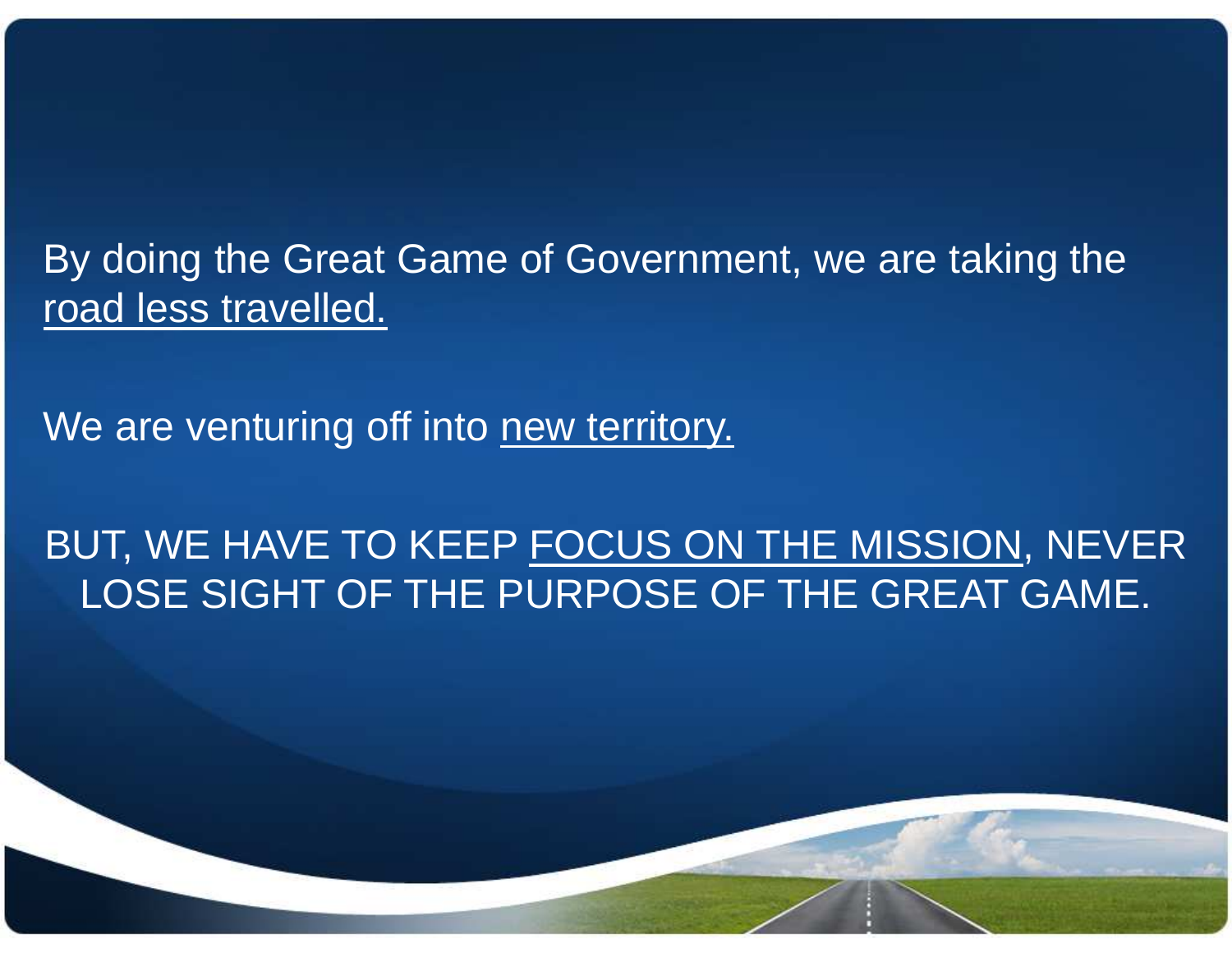By doing the Great Game of Government, we are taking the road less travelled.

We are venturing off into new territory.

BUT, WE HAVE TO KEEP FOCUS ON THE MISSION, NEVER LOSE SIGHT OF THE PURPOSE OF THE GREAT GAME.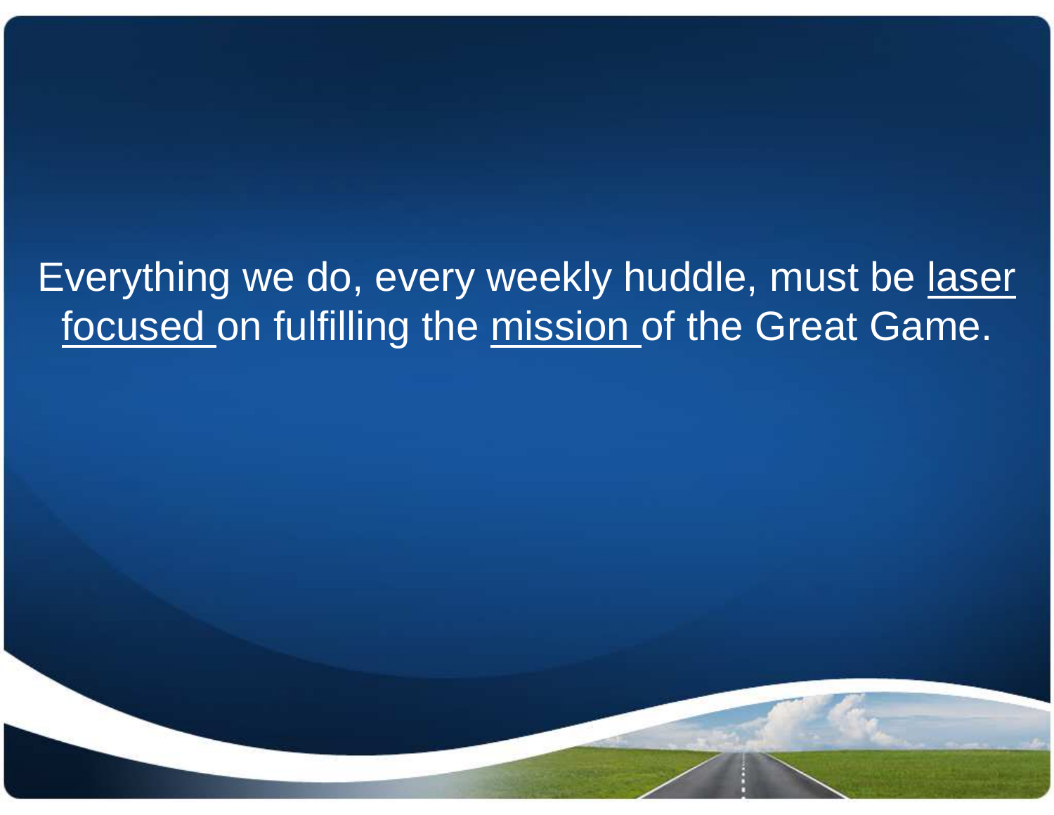Everything we do, every weekly huddle, must be <u>laser focused</u> on fulfilling the <u>mission</u> of the Great Game.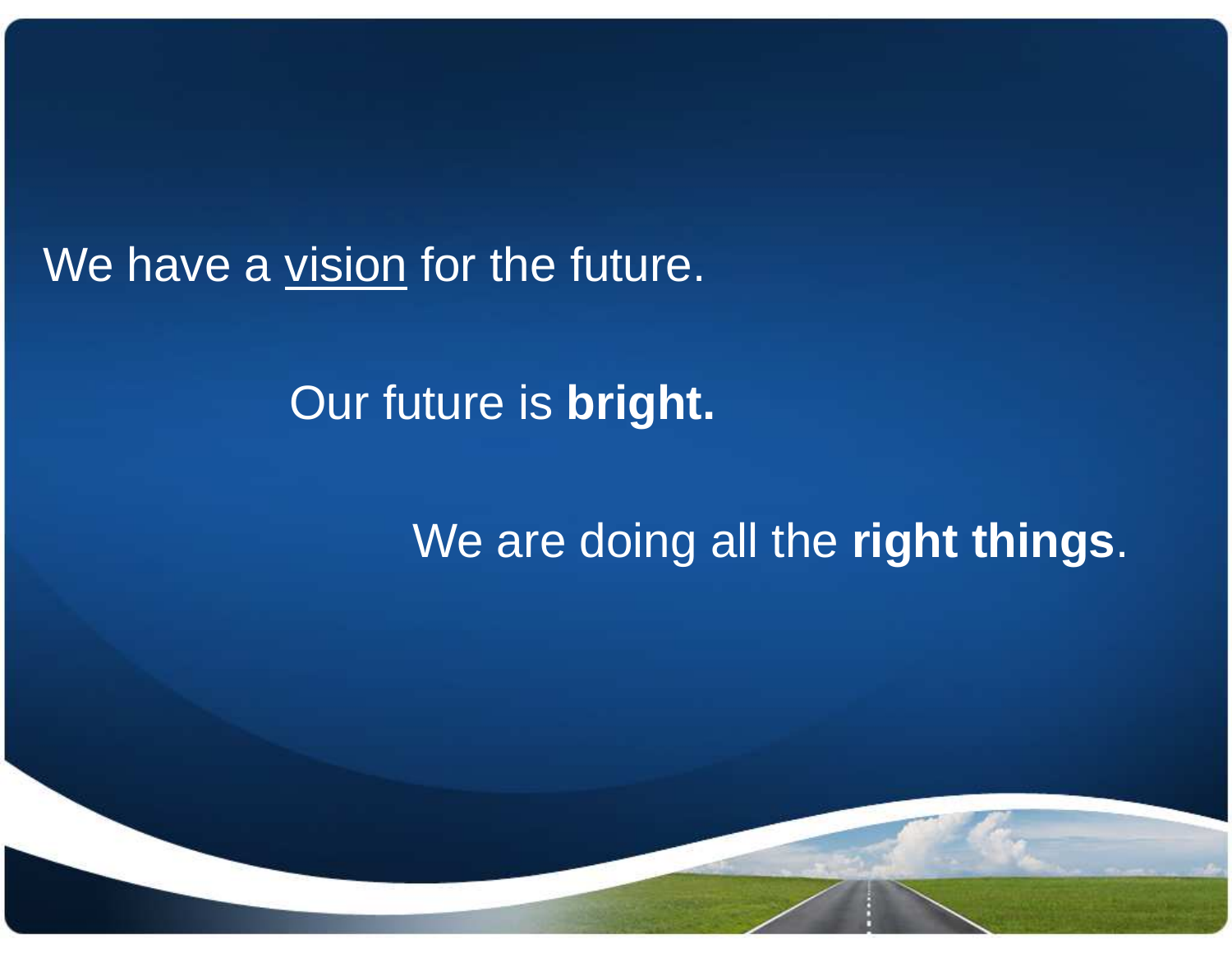We have a <u>vision</u> for the future.

Our future is **bright.**

We are doing all the **right things**.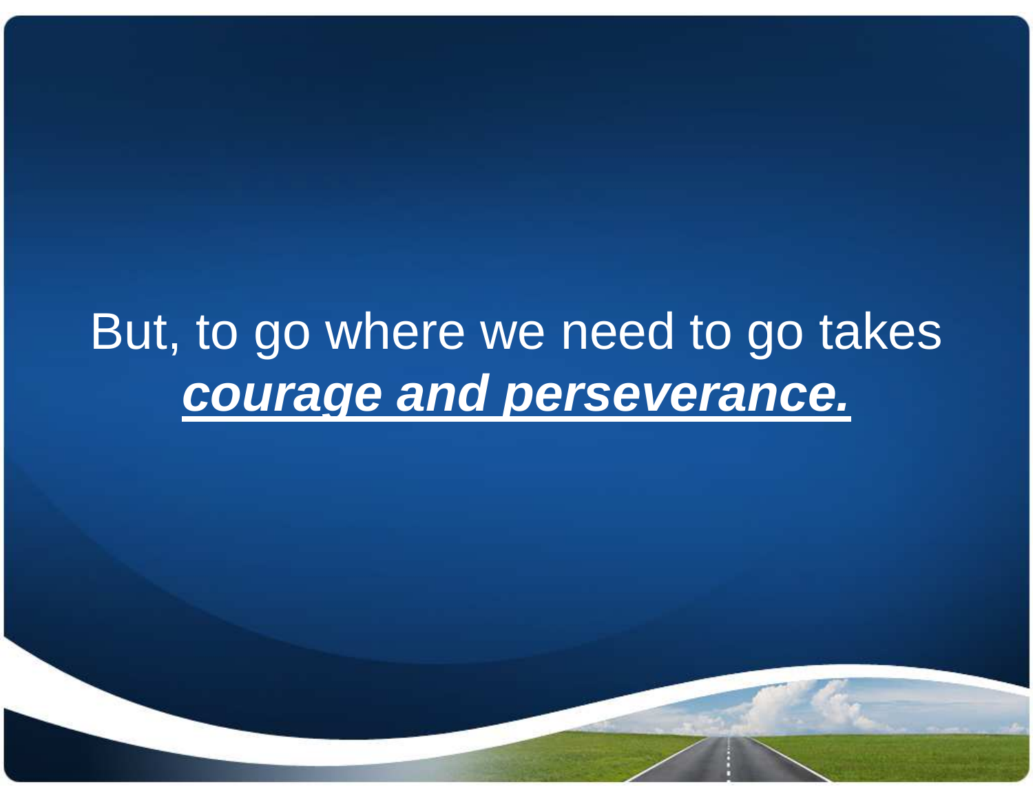But, to go where we need to go takes ***courage and perseverance.***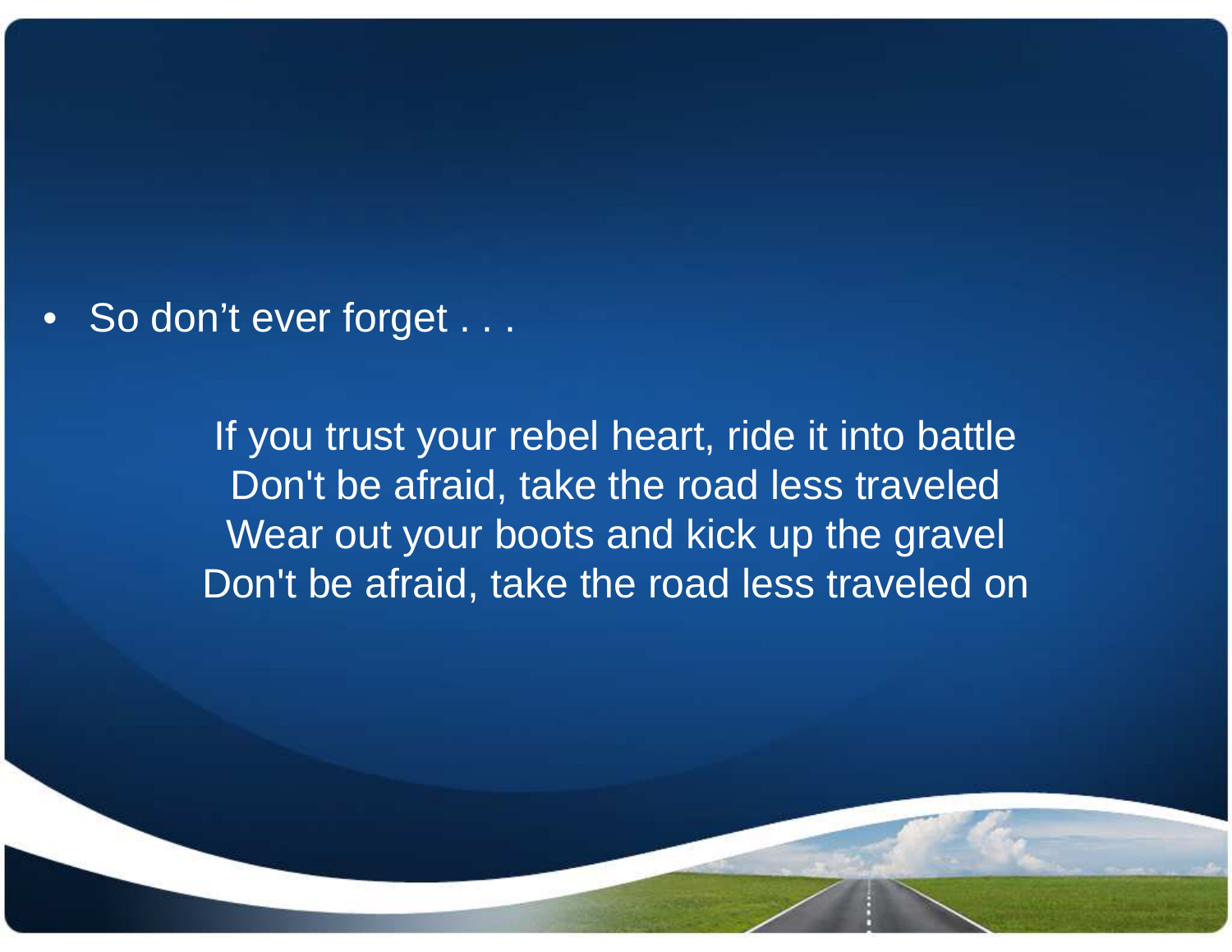- So don’t ever forget . . .

If you trust your rebel heart, ride it into battle
Don't be afraid, take the road less traveled
Wear out your boots and kick up the gravel
Don't be afraid, take the road less traveled on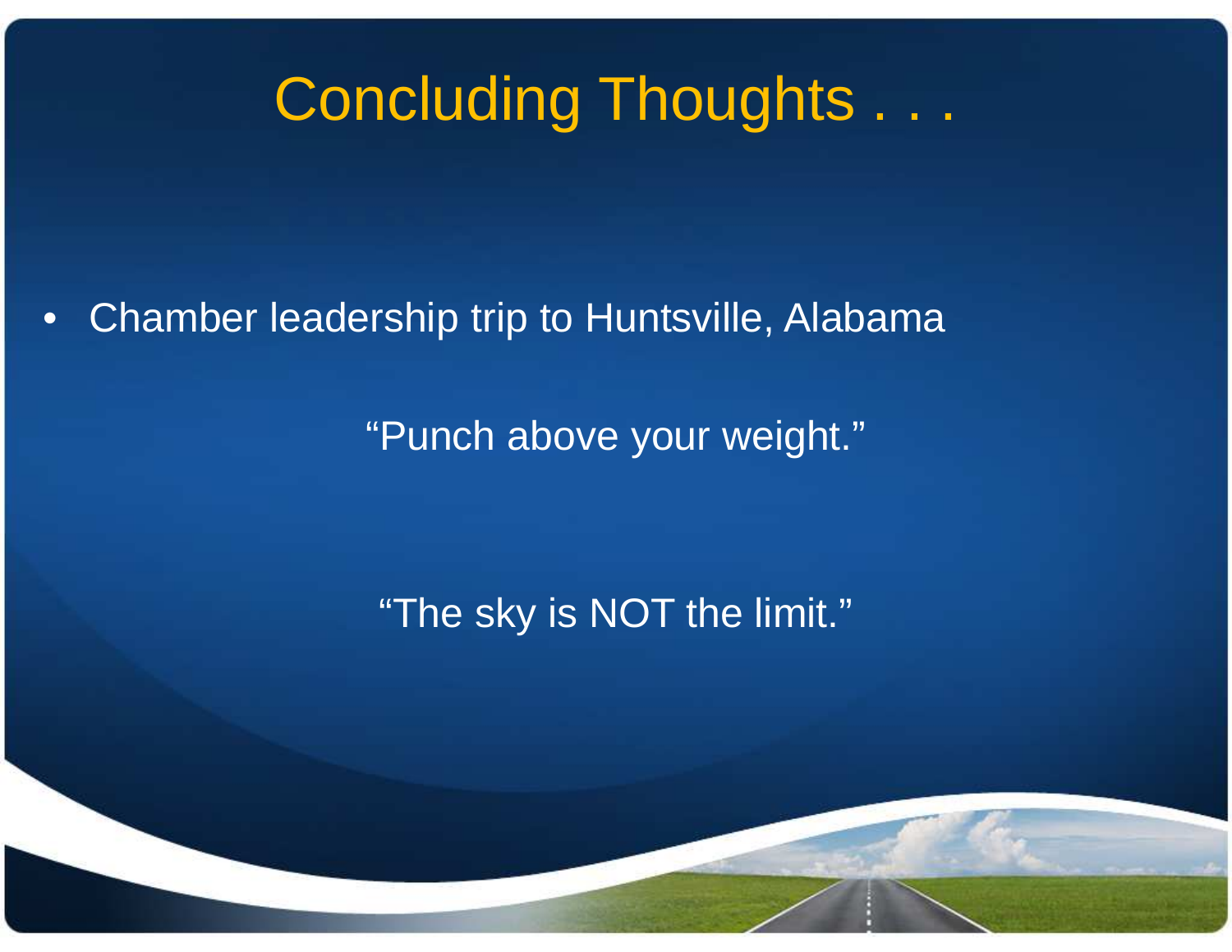# Concluding Thoughts . . .

- Chamber leadership trip to Huntsville, Alabama

"Punch above your weight."

"The sky is NOT the limit."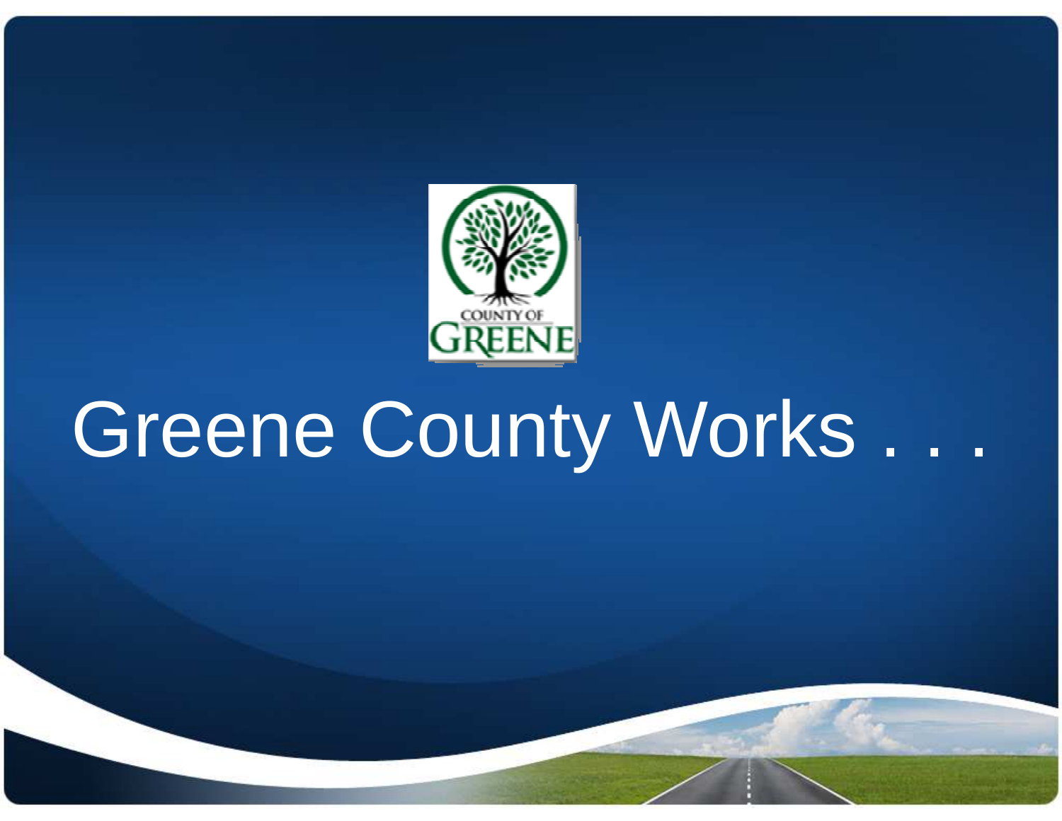COUNTY OF GREENE

# Greene County Works . . .